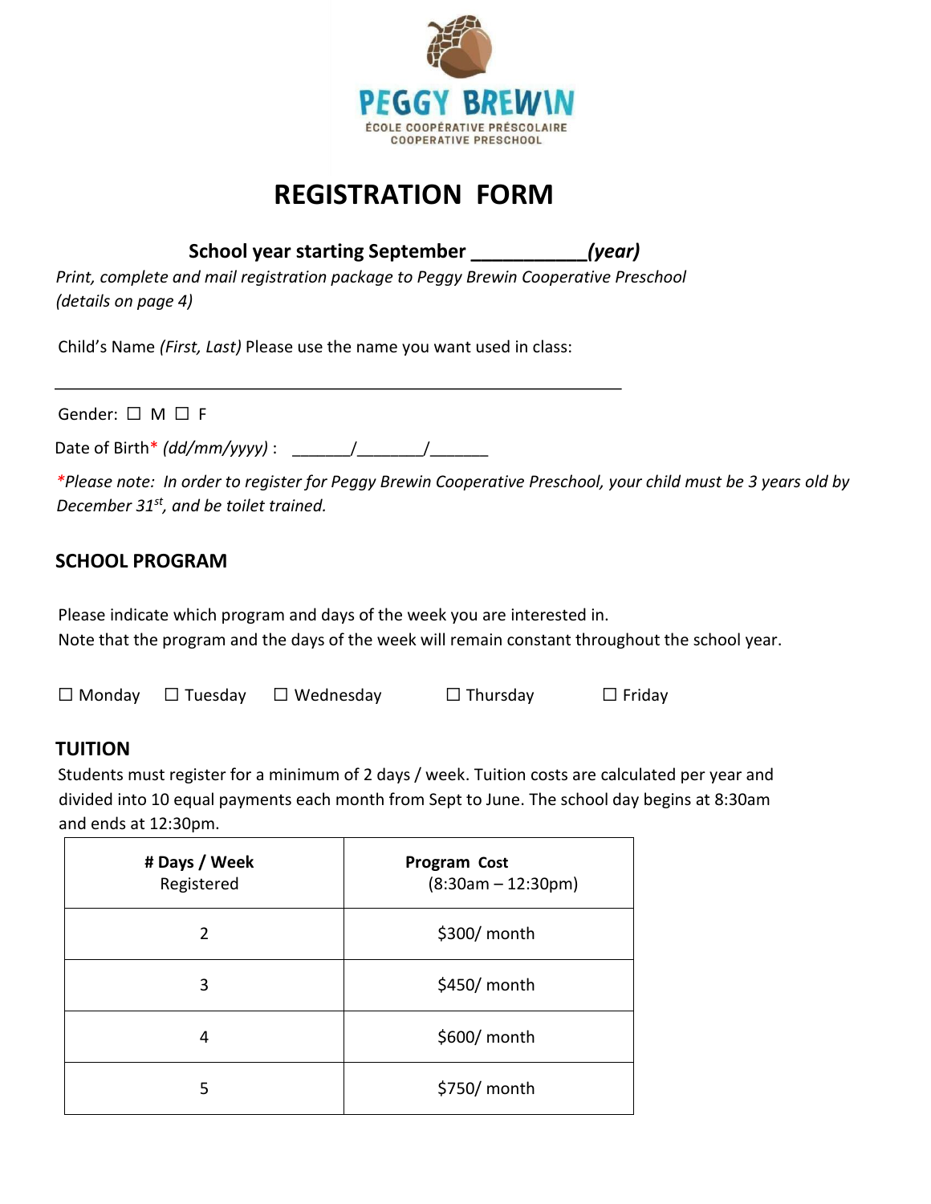PEGGY BREWIN

ÉCOLE COOPÉRATIVE PRÉSCOLAIRE
COOPERATIVE PRESCHOOL

# REGISTRATION FORM

**School year starting September ___________*(year)***

*Print, complete and mail registration package to Peggy Brewin Cooperative Preschool (details on page 4)*

Child's Name *(First, Last)* Please use the name you want used in class:

_______________________________________________________________

Gender: ☐ M ☐ F

Date of Birth* *(dd/mm/yyyy)* : _______/_______/_______

**Please note: In order to register for Peggy Brewin Cooperative Preschool, your child must be 3 years old by December 31st, and be toilet trained.*

## SCHOOL PROGRAM

Please indicate which program and days of the week you are interested in.
Note that the program and the days of the week will remain constant throughout the school year.

☐ Monday ☐ Tuesday ☐ Wednesday ☐ Thursday ☐ Friday

## TUITION

Students must register for a minimum of 2 days / week. Tuition costs are calculated per year and divided into 10 equal payments each month from Sept to June. The school day begins at 8:30am and ends at 12:30pm.

| **# Days / Week** Registered | **Program Cost** (8:30am – 12:30pm) |
|---|---|
| 2 | $300/ month |
| 3 | $450/ month |
| 4 | $600/ month |
| 5 | $750/ month |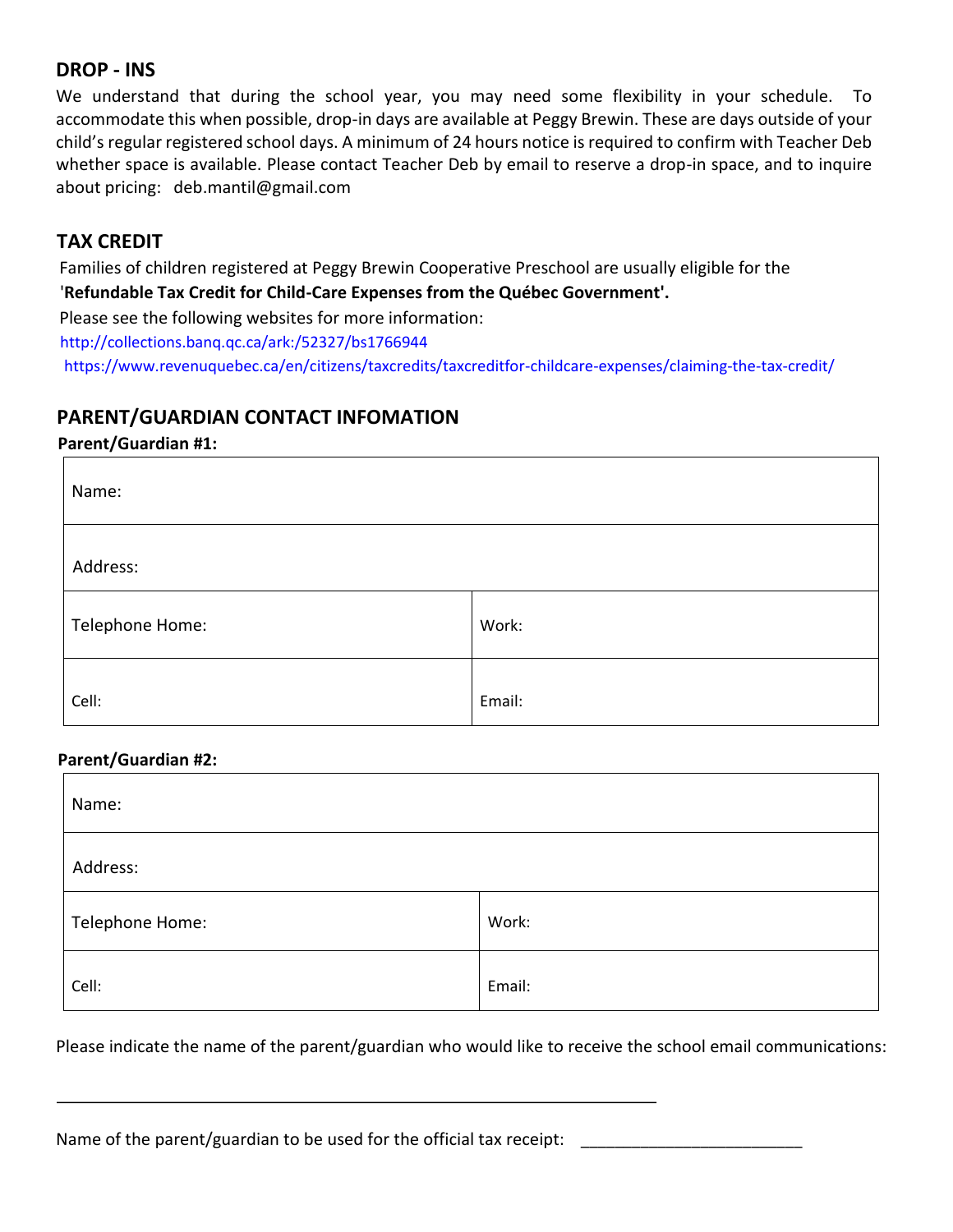## DROP - INS

We understand that during the school year, you may need some flexibility in your schedule. To accommodate this when possible, drop-in days are available at Peggy Brewin. These are days outside of your child's regular registered school days. A minimum of 24 hours notice is required to confirm with Teacher Deb whether space is available. Please contact Teacher Deb by email to reserve a drop-in space, and to inquire about pricing: deb.mantil@gmail.com

## TAX CREDIT

Families of children registered at Peggy Brewin Cooperative Preschool are usually eligible for the '**Refundable Tax Credit for Child-Care Expenses from the Québec Government'.**

Please see the following websites for more information:

http://collections.banq.qc.ca/ark:/52327/bs1766944

https://www.revenuquebec.ca/en/citizens/taxcredits/taxcreditfor-childcare-expenses/claiming-the-tax-credit/

## PARENT/GUARDIAN CONTACT INFOMATION

**Parent/Guardian #1:**

| Name: | |
|---|---|
| Address: | |
| Telephone Home: | Work: |
| Cell: | Email: |

**Parent/Guardian #2:**

| Name: | |
|---|---|
| Address: | |
| Telephone Home: | Work: |
| Cell: | Email: |

Please indicate the name of the parent/guardian who would like to receive the school email communications:

_________________________________________________________________

Name of the parent/guardian to be used for the official tax receipt: ________________________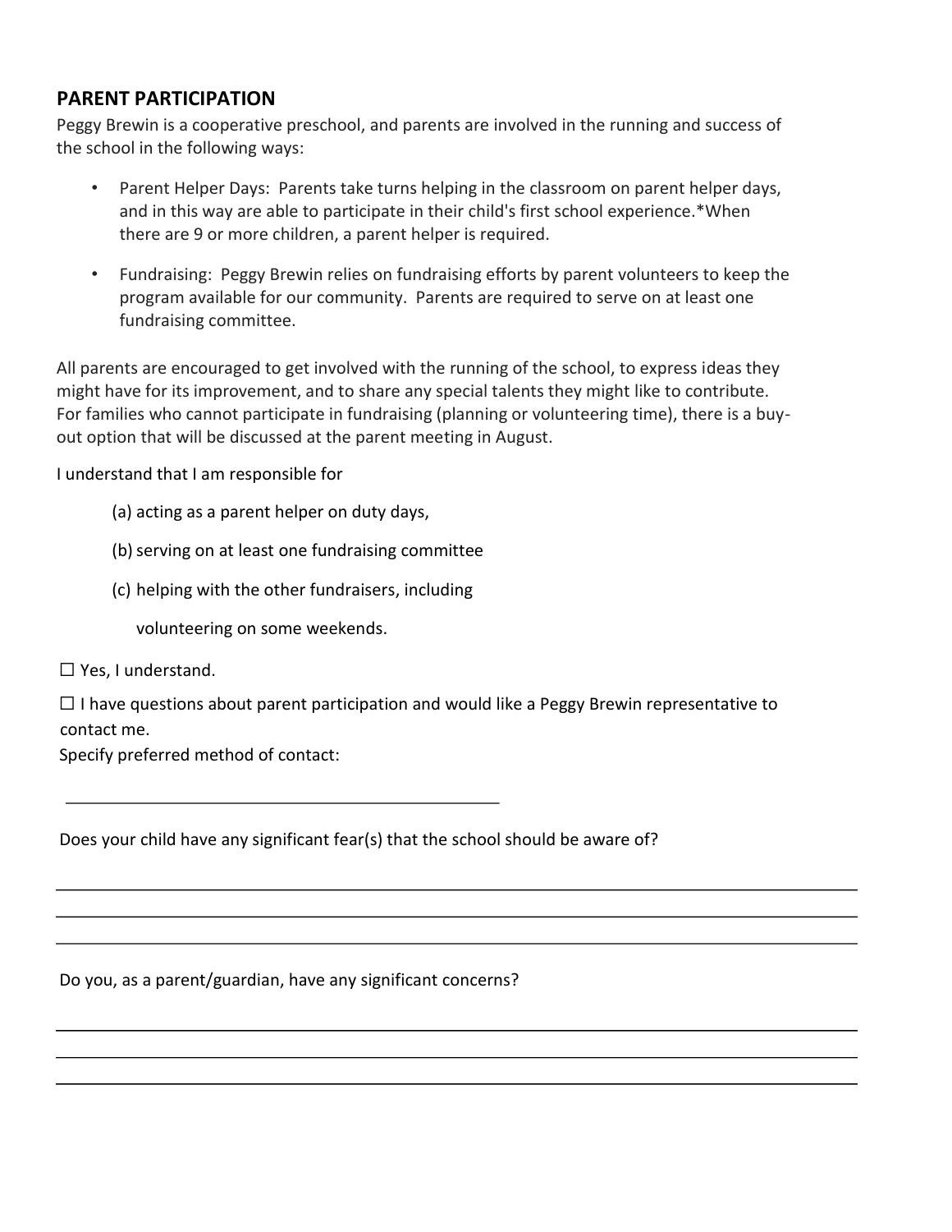## PARENT PARTICIPATION

Peggy Brewin is a cooperative preschool, and parents are involved in the running and success of the school in the following ways:

- Parent Helper Days: Parents take turns helping in the classroom on parent helper days, and in this way are able to participate in their child's first school experience.*When there are 9 or more children, a parent helper is required.
- Fundraising: Peggy Brewin relies on fundraising efforts by parent volunteers to keep the program available for our community. Parents are required to serve on at least one fundraising committee.

All parents are encouraged to get involved with the running of the school, to express ideas they might have for its improvement, and to share any special talents they might like to contribute. For families who cannot participate in fundraising (planning or volunteering time), there is a buy-out option that will be discussed at the parent meeting in August.

I understand that I am responsible for

(a) acting as a parent helper on duty days,

(b) serving on at least one fundraising committee

(c) helping with the other fundraisers, including volunteering on some weekends.

☐ Yes, I understand.

☐ I have questions about parent participation and would like a Peggy Brewin representative to contact me.

Specify preferred method of contact:

\_\_\_\_\_\_\_\_\_\_\_\_\_\_\_\_\_\_\_\_\_\_\_\_\_\_\_\_\_\_\_\_\_\_\_\_\_\_\_\_\_\_\_\_\_\_\_\_

Does your child have any significant fear(s) that the school should be aware of?

\_\_\_\_\_\_\_\_\_\_\_\_\_\_\_\_\_\_\_\_\_\_\_\_\_\_\_\_\_\_\_\_\_\_\_\_\_\_\_\_\_\_\_\_\_\_\_\_\_\_\_\_\_\_\_\_\_\_\_\_\_\_\_\_\_\_\_\_\_\_\_\_\_\_\_\_\_\_\_\_\_\_\_\_\_\_\_\_\_\_\_\_

\_\_\_\_\_\_\_\_\_\_\_\_\_\_\_\_\_\_\_\_\_\_\_\_\_\_\_\_\_\_\_\_\_\_\_\_\_\_\_\_\_\_\_\_\_\_\_\_\_\_\_\_\_\_\_\_\_\_\_\_\_\_\_\_\_\_\_\_\_\_\_\_\_\_\_\_\_\_\_\_\_\_\_\_\_\_\_\_\_\_\_\_

\_\_\_\_\_\_\_\_\_\_\_\_\_\_\_\_\_\_\_\_\_\_\_\_\_\_\_\_\_\_\_\_\_\_\_\_\_\_\_\_\_\_\_\_\_\_\_\_\_\_\_\_\_\_\_\_\_\_\_\_\_\_\_\_\_\_\_\_\_\_\_\_\_\_\_\_\_\_\_\_\_\_\_\_\_\_\_\_\_\_\_\_

Do you, as a parent/guardian, have any significant concerns?

\_\_\_\_\_\_\_\_\_\_\_\_\_\_\_\_\_\_\_\_\_\_\_\_\_\_\_\_\_\_\_\_\_\_\_\_\_\_\_\_\_\_\_\_\_\_\_\_\_\_\_\_\_\_\_\_\_\_\_\_\_\_\_\_\_\_\_\_\_\_\_\_\_\_\_\_\_\_\_\_\_\_\_\_\_\_\_\_\_\_\_\_

\_\_\_\_\_\_\_\_\_\_\_\_\_\_\_\_\_\_\_\_\_\_\_\_\_\_\_\_\_\_\_\_\_\_\_\_\_\_\_\_\_\_\_\_\_\_\_\_\_\_\_\_\_\_\_\_\_\_\_\_\_\_\_\_\_\_\_\_\_\_\_\_\_\_\_\_\_\_\_\_\_\_\_\_\_\_\_\_\_\_\_\_

\_\_\_\_\_\_\_\_\_\_\_\_\_\_\_\_\_\_\_\_\_\_\_\_\_\_\_\_\_\_\_\_\_\_\_\_\_\_\_\_\_\_\_\_\_\_\_\_\_\_\_\_\_\_\_\_\_\_\_\_\_\_\_\_\_\_\_\_\_\_\_\_\_\_\_\_\_\_\_\_\_\_\_\_\_\_\_\_\_\_\_\_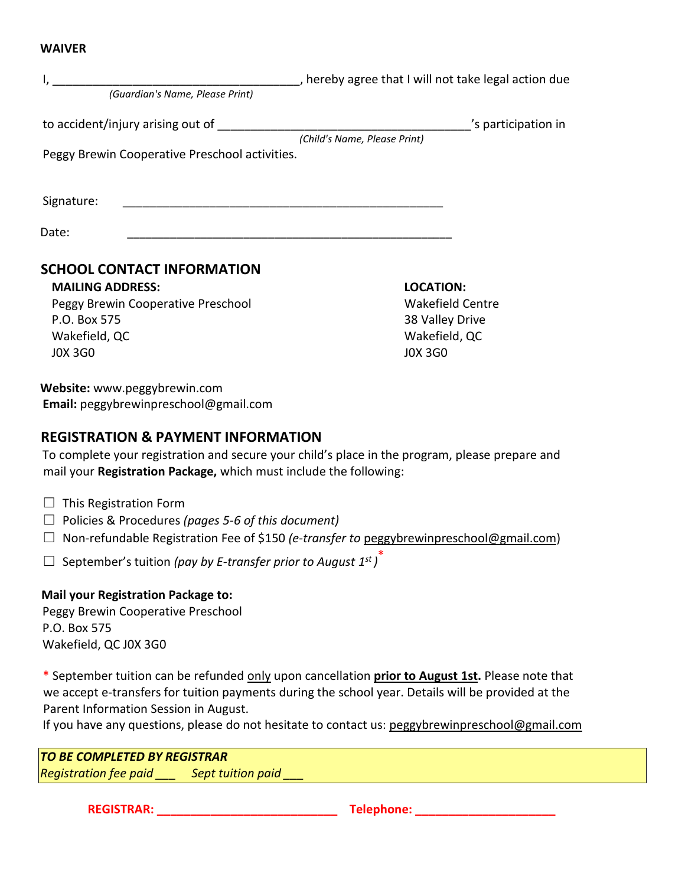**WAIVER**

I, ______________________________________, hereby agree that I will not take legal action due
*(Guardian's Name, Please Print)*

to accident/injury arising out of ______________________________________'s participation in
*(Child's Name, Please Print)*

Peggy Brewin Cooperative Preschool activities.

Signature: _________________________________________________

Date: _________________________________________________

## SCHOOL CONTACT INFORMATION

**MAILING ADDRESS:**
Peggy Brewin Cooperative Preschool
P.O. Box 575
Wakefield, QC
J0X 3G0

**LOCATION:**
Wakefield Centre
38 Valley Drive
Wakefield, QC
J0X 3G0

**Website:** www.peggybrewin.com
**Email:** peggybrewinpreschool@gmail.com

## REGISTRATION & PAYMENT INFORMATION

To complete your registration and secure your child's place in the program, please prepare and mail your **Registration Package,** which must include the following:

- ☐ This Registration Form
- ☐ Policies & Procedures *(pages 5-6 of this document)*
- ☐ Non-refundable Registration Fee of $150 *(e-transfer to* peggybrewinpreschool@gmail.com)
- ☐ September's tuition *(pay by E-transfer prior to August 1st )* *

**Mail your Registration Package to:**
Peggy Brewin Cooperative Preschool
P.O. Box 575
Wakefield, QC J0X 3G0

\* September tuition can be refunded only upon cancellation **prior to August 1st.** Please note that we accept e-transfers for tuition payments during the school year. Details will be provided at the Parent Information Session in August.
If you have any questions, please do not hesitate to contact us: peggybrewinpreschool@gmail.com

***TO BE COMPLETED BY REGISTRAR***
*Registration fee paid ___ Sept tuition paid ___*

**REGISTRAR:** ___________________________ **Telephone:** ____________________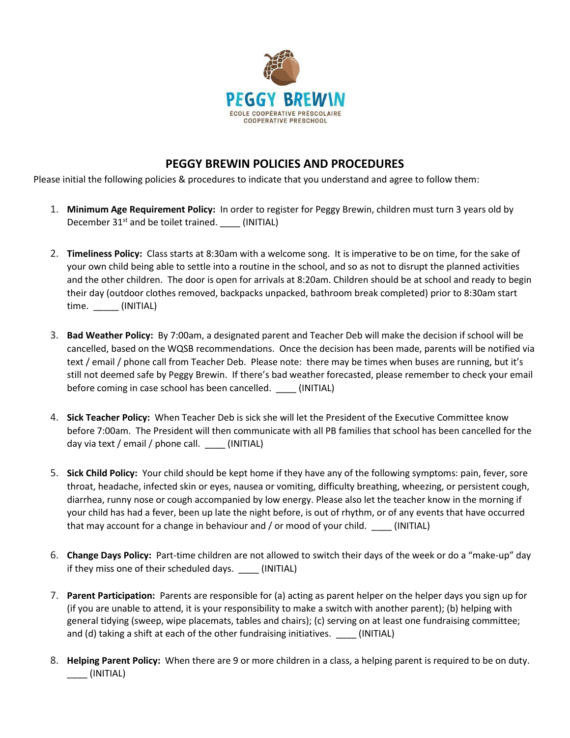PEGGY BREWIN

ÉCOLE COOPÉRATIVE PRÉSCOLAIRE
COOPERATIVE PRESCHOOL

## PEGGY BREWIN POLICIES AND PROCEDURES

Please initial the following policies & procedures to indicate that you understand and agree to follow them:

1. **Minimum Age Requirement Policy:** In order to register for Peggy Brewin, children must turn 3 years old by December 31st and be toilet trained. ____ (INITIAL)

2. **Timeliness Policy:** Class starts at 8:30am with a welcome song. It is imperative to be on time, for the sake of your own child being able to settle into a routine in the school, and so as not to disrupt the planned activities and the other children. The door is open for arrivals at 8:20am. Children should be at school and ready to begin their day (outdoor clothes removed, backpacks unpacked, bathroom break completed) prior to 8:30am start time. _____ (INITIAL)

3. **Bad Weather Policy:** By 7:00am, a designated parent and Teacher Deb will make the decision if school will be cancelled, based on the WQSB recommendations. Once the decision has been made, parents will be notified via text / email / phone call from Teacher Deb. Please note: there may be times when buses are running, but it's still not deemed safe by Peggy Brewin. If there's bad weather forecasted, please remember to check your email before coming in case school has been cancelled. ____ (INITIAL)

4. **Sick Teacher Policy:** When Teacher Deb is sick she will let the President of the Executive Committee know before 7:00am. The President will then communicate with all PB families that school has been cancelled for the day via text / email / phone call. ____ (INITIAL)

5. **Sick Child Policy:** Your child should be kept home if they have any of the following symptoms: pain, fever, sore throat, headache, infected skin or eyes, nausea or vomiting, difficulty breathing, wheezing, or persistent cough, diarrhea, runny nose or cough accompanied by low energy. Please also let the teacher know in the morning if your child has had a fever, been up late the night before, is out of rhythm, or of any events that have occurred that may account for a change in behaviour and / or mood of your child. ____ (INITIAL)

6. **Change Days Policy:** Part-time children are not allowed to switch their days of the week or do a "make-up" day if they miss one of their scheduled days. ____ (INITIAL)

7. **Parent Participation:** Parents are responsible for (a) acting as parent helper on the helper days you sign up for (if you are unable to attend, it is your responsibility to make a switch with another parent); (b) helping with general tidying (sweep, wipe placemats, tables and chairs); (c) serving on at least one fundraising committee; and (d) taking a shift at each of the other fundraising initiatives. ____ (INITIAL)

8. **Helping Parent Policy:** When there are 9 or more children in a class, a helping parent is required to be on duty. ____ (INITIAL)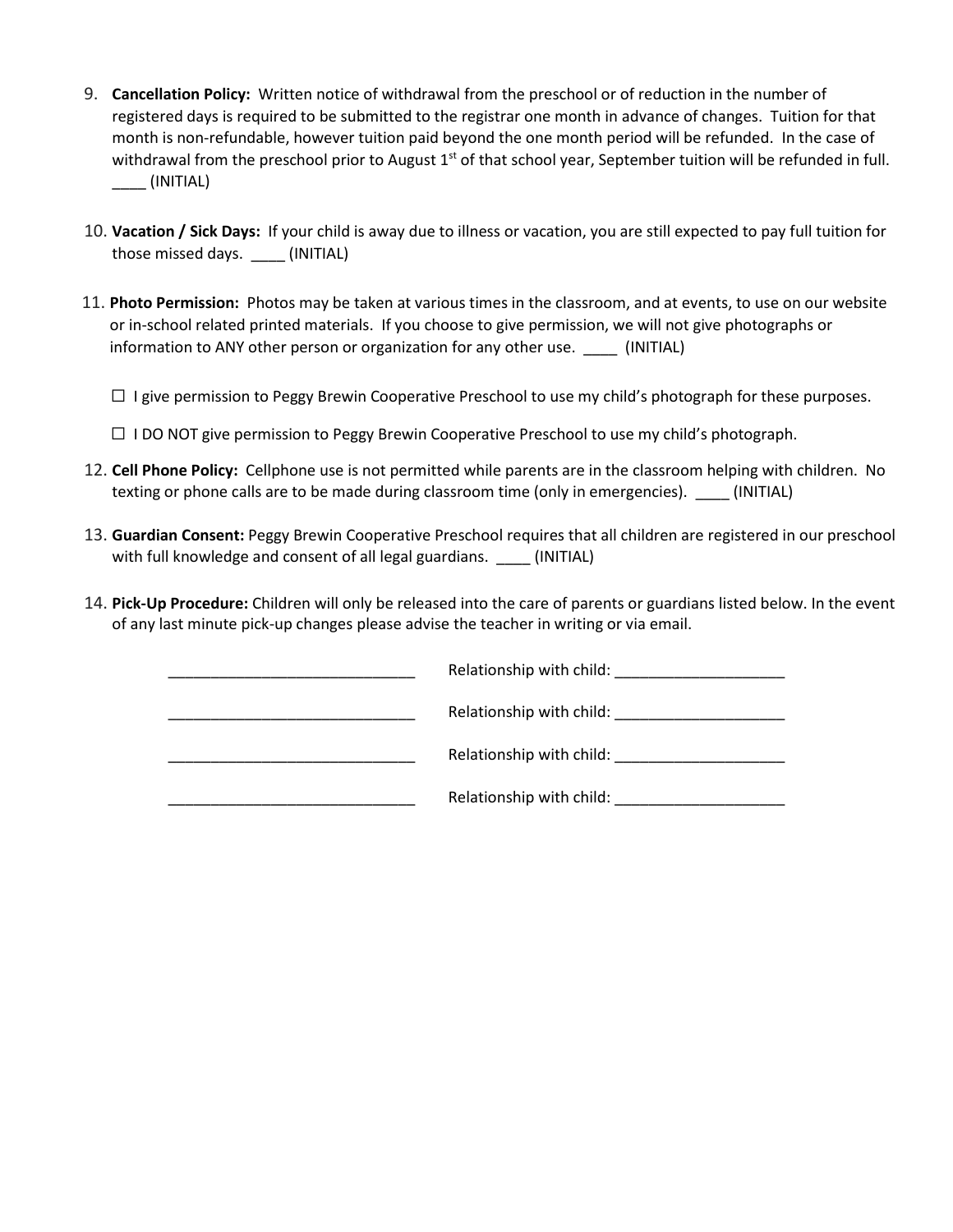9. **Cancellation Policy:** Written notice of withdrawal from the preschool or of reduction in the number of registered days is required to be submitted to the registrar one month in advance of changes. Tuition for that month is non-refundable, however tuition paid beyond the one month period will be refunded. In the case of withdrawal from the preschool prior to August 1st of that school year, September tuition will be refunded in full. ____ (INITIAL)

10. **Vacation / Sick Days:** If your child is away due to illness or vacation, you are still expected to pay full tuition for those missed days. ____ (INITIAL)

11. **Photo Permission:** Photos may be taken at various times in the classroom, and at events, to use on our website or in-school related printed materials. If you choose to give permission, we will not give photographs or information to ANY other person or organization for any other use. ____ (INITIAL)

    ☐ I give permission to Peggy Brewin Cooperative Preschool to use my child's photograph for these purposes.

    ☐ I DO NOT give permission to Peggy Brewin Cooperative Preschool to use my child's photograph.

12. **Cell Phone Policy:** Cellphone use is not permitted while parents are in the classroom helping with children. No texting or phone calls are to be made during classroom time (only in emergencies). ____ (INITIAL)

13. **Guardian Consent:** Peggy Brewin Cooperative Preschool requires that all children are registered in our preschool with full knowledge and consent of all legal guardians. ____ (INITIAL)

14. **Pick-Up Procedure:** Children will only be released into the care of parents or guardians listed below. In the event of any last minute pick-up changes please advise the teacher in writing or via email.

    ______________________________ Relationship with child: ____________________

    ______________________________ Relationship with child: ____________________

    ______________________________ Relationship with child: ____________________

    ______________________________ Relationship with child: ____________________